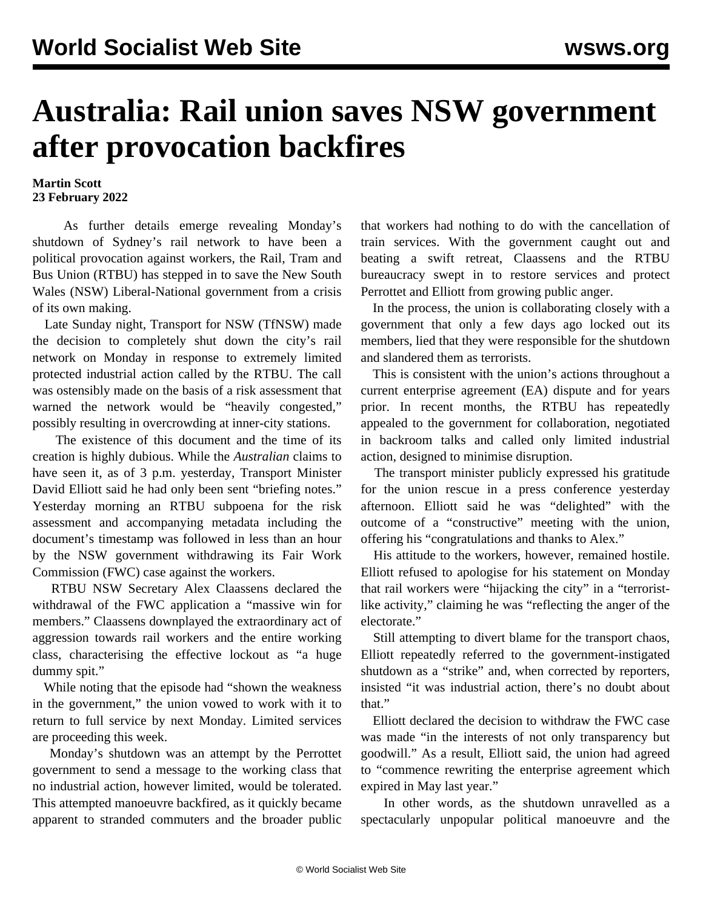# Australia: Rail union saves NSW government after provocation backfires

**Martin Scott**
**23 February 2022**

As further details emerge revealing Monday's shutdown of Sydney's rail network to have been a political provocation against workers, the Rail, Tram and Bus Union (RTBU) has stepped in to save the New South Wales (NSW) Liberal-National government from a crisis of its own making.

Late Sunday night, Transport for NSW (TfNSW) made the decision to completely shut down the city's rail network on Monday in response to extremely limited protected industrial action called by the RTBU. The call was ostensibly made on the basis of a risk assessment that warned the network would be "heavily congested," possibly resulting in overcrowding at inner-city stations.

The existence of this document and the time of its creation is highly dubious. While the *Australian* claims to have seen it, as of 3 p.m. yesterday, Transport Minister David Elliott said he had only been sent "briefing notes." Yesterday morning an RTBU subpoena for the risk assessment and accompanying metadata including the document's timestamp was followed in less than an hour by the NSW government withdrawing its Fair Work Commission (FWC) case against the workers.

RTBU NSW Secretary Alex Claassens declared the withdrawal of the FWC application a "massive win for members." Claassens downplayed the extraordinary act of aggression towards rail workers and the entire working class, characterising the effective lockout as "a huge dummy spit."

While noting that the episode had "shown the weakness in the government," the union vowed to work with it to return to full service by next Monday. Limited services are proceeding this week.

Monday's shutdown was an attempt by the Perrottet government to send a message to the working class that no industrial action, however limited, would be tolerated. This attempted manoeuvre backfired, as it quickly became apparent to stranded commuters and the broader public that workers had nothing to do with the cancellation of train services. With the government caught out and beating a swift retreat, Claassens and the RTBU bureaucracy swept in to restore services and protect Perrottet and Elliott from growing public anger.

In the process, the union is collaborating closely with a government that only a few days ago locked out its members, lied that they were responsible for the shutdown and slandered them as terrorists.

This is consistent with the union's actions throughout a current enterprise agreement (EA) dispute and for years prior. In recent months, the RTBU has repeatedly appealed to the government for collaboration, negotiated in backroom talks and called only limited industrial action, designed to minimise disruption.

The transport minister publicly expressed his gratitude for the union rescue in a press conference yesterday afternoon. Elliott said he was "delighted" with the outcome of a "constructive" meeting with the union, offering his "congratulations and thanks to Alex."

His attitude to the workers, however, remained hostile. Elliott refused to apologise for his statement on Monday that rail workers were "hijacking the city" in a "terrorist-like activity," claiming he was "reflecting the anger of the electorate."

Still attempting to divert blame for the transport chaos, Elliott repeatedly referred to the government-instigated shutdown as a "strike" and, when corrected by reporters, insisted "it was industrial action, there's no doubt about that."

Elliott declared the decision to withdraw the FWC case was made "in the interests of not only transparency but goodwill." As a result, Elliott said, the union had agreed to "commence rewriting the enterprise agreement which expired in May last year."

In other words, as the shutdown unravelled as a spectacularly unpopular political manoeuvre and the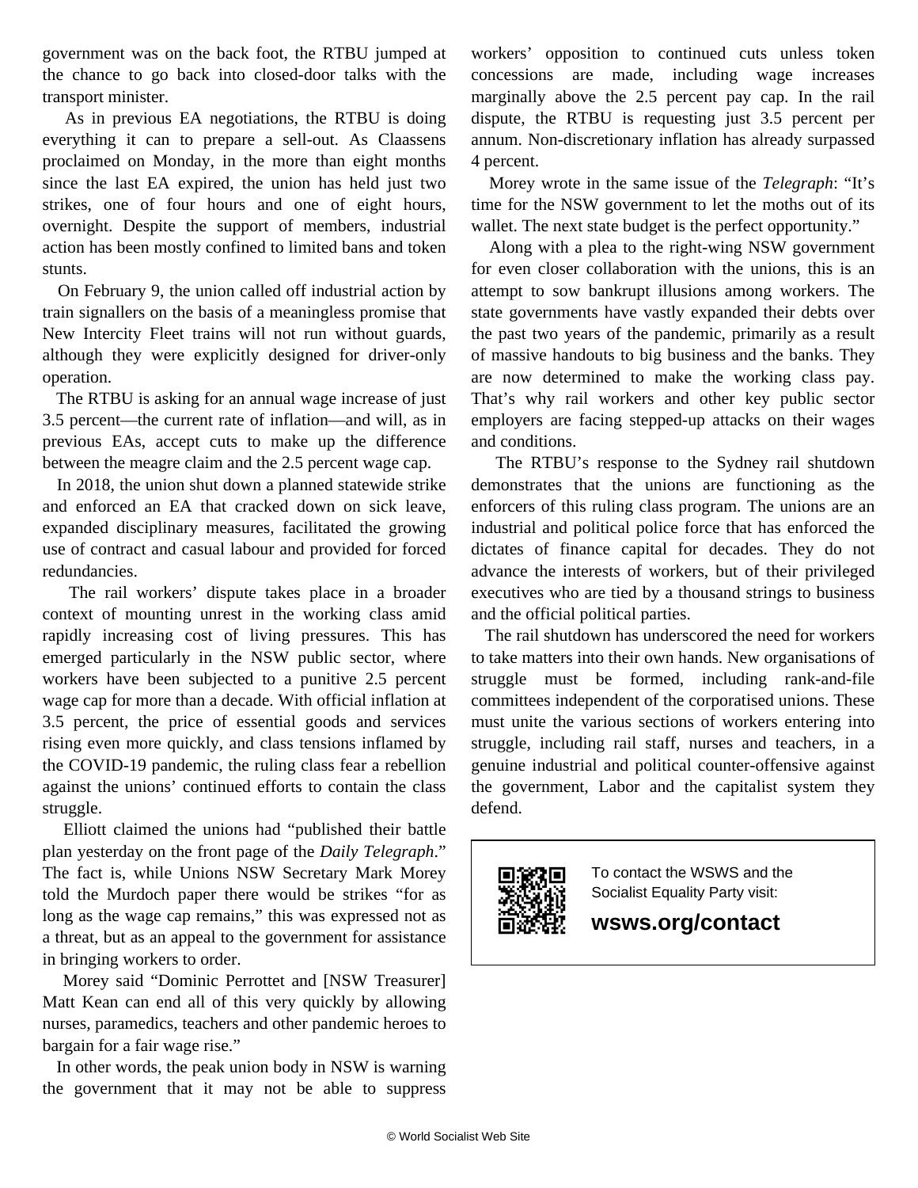government was on the back foot, the RTBU jumped at the chance to go back into closed-door talks with the transport minister.

As in previous EA negotiations, the RTBU is doing everything it can to prepare a sell-out. As Claassens proclaimed on Monday, in the more than eight months since the last EA expired, the union has held just two strikes, one of four hours and one of eight hours, overnight. Despite the support of members, industrial action has been mostly confined to limited bans and token stunts.

On February 9, the union called off industrial action by train signallers on the basis of a meaningless promise that New Intercity Fleet trains will not run without guards, although they were explicitly designed for driver-only operation.

The RTBU is asking for an annual wage increase of just 3.5 percent—the current rate of inflation—and will, as in previous EAs, accept cuts to make up the difference between the meagre claim and the 2.5 percent wage cap.

In 2018, the union shut down a planned statewide strike and enforced an EA that cracked down on sick leave, expanded disciplinary measures, facilitated the growing use of contract and casual labour and provided for forced redundancies.

The rail workers' dispute takes place in a broader context of mounting unrest in the working class amid rapidly increasing cost of living pressures. This has emerged particularly in the NSW public sector, where workers have been subjected to a punitive 2.5 percent wage cap for more than a decade. With official inflation at 3.5 percent, the price of essential goods and services rising even more quickly, and class tensions inflamed by the COVID-19 pandemic, the ruling class fear a rebellion against the unions' continued efforts to contain the class struggle.

Elliott claimed the unions had "published their battle plan yesterday on the front page of the *Daily Telegraph*." The fact is, while Unions NSW Secretary Mark Morey told the Murdoch paper there would be strikes "for as long as the wage cap remains," this was expressed not as a threat, but as an appeal to the government for assistance in bringing workers to order.

Morey said "Dominic Perrottet and [NSW Treasurer] Matt Kean can end all of this very quickly by allowing nurses, paramedics, teachers and other pandemic heroes to bargain for a fair wage rise."

In other words, the peak union body in NSW is warning the government that it may not be able to suppress workers' opposition to continued cuts unless token concessions are made, including wage increases marginally above the 2.5 percent pay cap. In the rail dispute, the RTBU is requesting just 3.5 percent per annum. Non-discretionary inflation has already surpassed 4 percent.

Morey wrote in the same issue of the *Telegraph*: "It's time for the NSW government to let the moths out of its wallet. The next state budget is the perfect opportunity."

Along with a plea to the right-wing NSW government for even closer collaboration with the unions, this is an attempt to sow bankrupt illusions among workers. The state governments have vastly expanded their debts over the past two years of the pandemic, primarily as a result of massive handouts to big business and the banks. They are now determined to make the working class pay. That's why rail workers and other key public sector employers are facing stepped-up attacks on their wages and conditions.

The RTBU's response to the Sydney rail shutdown demonstrates that the unions are functioning as the enforcers of this ruling class program. The unions are an industrial and political police force that has enforced the dictates of finance capital for decades. They do not advance the interests of workers, but of their privileged executives who are tied by a thousand strings to business and the official political parties.

The rail shutdown has underscored the need for workers to take matters into their own hands. New organisations of struggle must be formed, including rank-and-file committees independent of the corporatised unions. These must unite the various sections of workers entering into struggle, including rail staff, nurses and teachers, in a genuine industrial and political counter-offensive against the government, Labor and the capitalist system they defend.

To contact the WSWS and the Socialist Equality Party visit:

**wsws.org/contact**